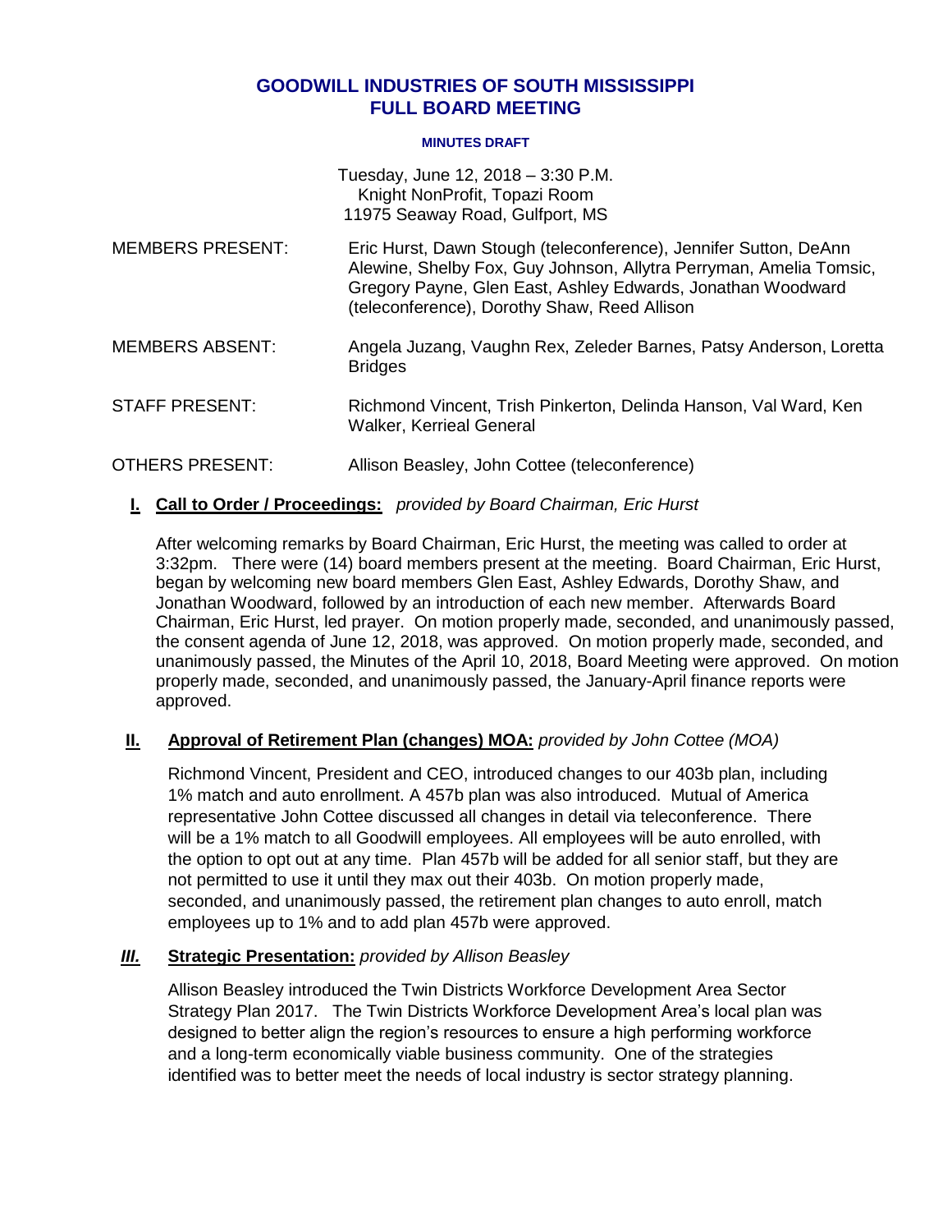# GOODWILL INDUSTRIES OF SOUTH MISSISSIPPI
# FULL BOARD MEETING

**MINUTES DRAFT**

Tuesday, June 12, 2018 – 3:30 P.M.
Knight NonProfit, Topazi Room
11975 Seaway Road, Gulfport, MS

MEMBERS PRESENT: Eric Hurst, Dawn Stough (teleconference), Jennifer Sutton, DeAnn Alewine, Shelby Fox, Guy Johnson, Allytra Perryman, Amelia Tomsic, Gregory Payne, Glen East, Ashley Edwards, Jonathan Woodward (teleconference), Dorothy Shaw, Reed Allison

MEMBERS ABSENT: Angela Juzang, Vaughn Rex, Zeleder Barnes, Patsy Anderson, Loretta Bridges

STAFF PRESENT: Richmond Vincent, Trish Pinkerton, Delinda Hanson, Val Ward, Ken Walker, Kerrieal General

OTHERS PRESENT: Allison Beasley, John Cottee (teleconference)

**I. Call to Order / Proceedings:** *provided by Board Chairman, Eric Hurst*

After welcoming remarks by Board Chairman, Eric Hurst, the meeting was called to order at 3:32pm. There were (14) board members present at the meeting. Board Chairman, Eric Hurst, began by welcoming new board members Glen East, Ashley Edwards, Dorothy Shaw, and Jonathan Woodward, followed by an introduction of each new member. Afterwards Board Chairman, Eric Hurst, led prayer. On motion properly made, seconded, and unanimously passed, the consent agenda of June 12, 2018, was approved. On motion properly made, seconded, and unanimously passed, the Minutes of the April 10, 2018, Board Meeting were approved. On motion properly made, seconded, and unanimously passed, the January-April finance reports were approved.

**II. Approval of Retirement Plan (changes) MOA:** *provided by John Cottee (MOA)*

Richmond Vincent, President and CEO, introduced changes to our 403b plan, including 1% match and auto enrollment. A 457b plan was also introduced. Mutual of America representative John Cottee discussed all changes in detail via teleconference. There will be a 1% match to all Goodwill employees. All employees will be auto enrolled, with the option to opt out at any time. Plan 457b will be added for all senior staff, but they are not permitted to use it until they max out their 403b. On motion properly made, seconded, and unanimously passed, the retirement plan changes to auto enroll, match employees up to 1% and to add plan 457b were approved.

***III.* Strategic Presentation:** *provided by Allison Beasley*

Allison Beasley introduced the Twin Districts Workforce Development Area Sector Strategy Plan 2017. The Twin Districts Workforce Development Area's local plan was designed to better align the region's resources to ensure a high performing workforce and a long-term economically viable business community. One of the strategies identified was to better meet the needs of local industry is sector strategy planning.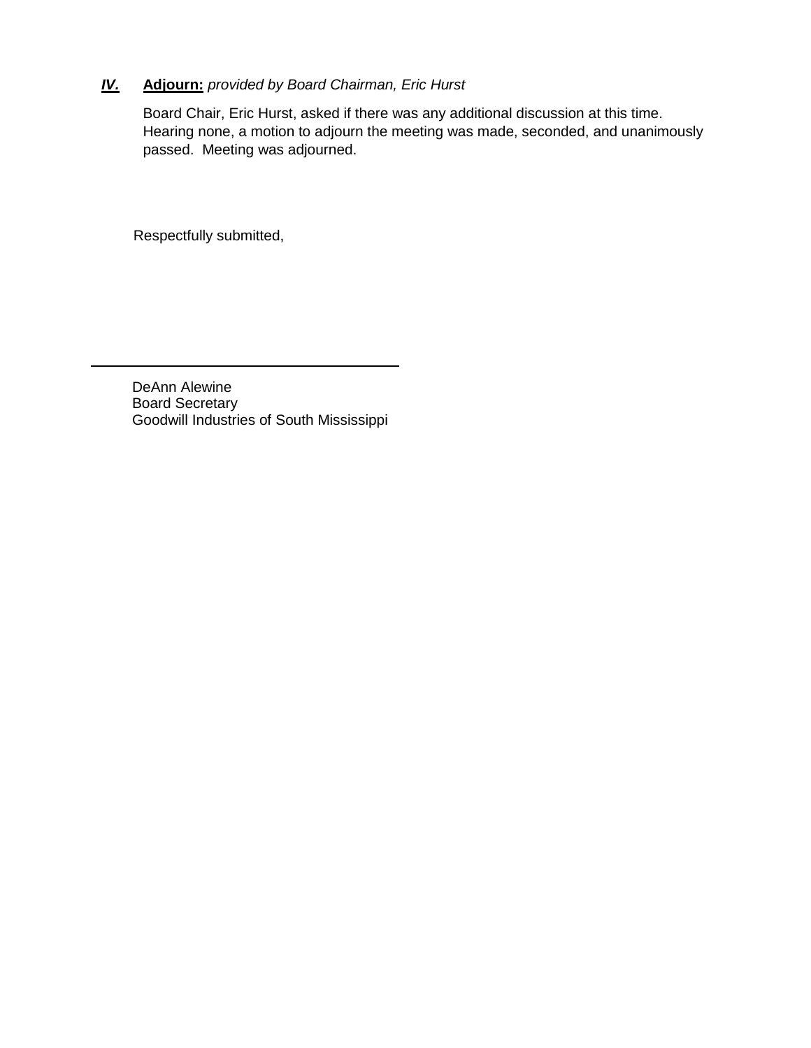***IV.*** **Adjourn:** *provided by Board Chairman, Eric Hurst*

Board Chair, Eric Hurst, asked if there was any additional discussion at this time. Hearing none, a motion to adjourn the meeting was made, seconded, and unanimously passed. Meeting was adjourned.

Respectfully submitted,

\_\_\_\_\_\_\_\_\_\_\_\_\_\_\_\_\_\_\_\_\_\_\_\_\_\_\_\_\_\_\_\_\_\_\_\_

DeAnn Alewine
Board Secretary
Goodwill Industries of South Mississippi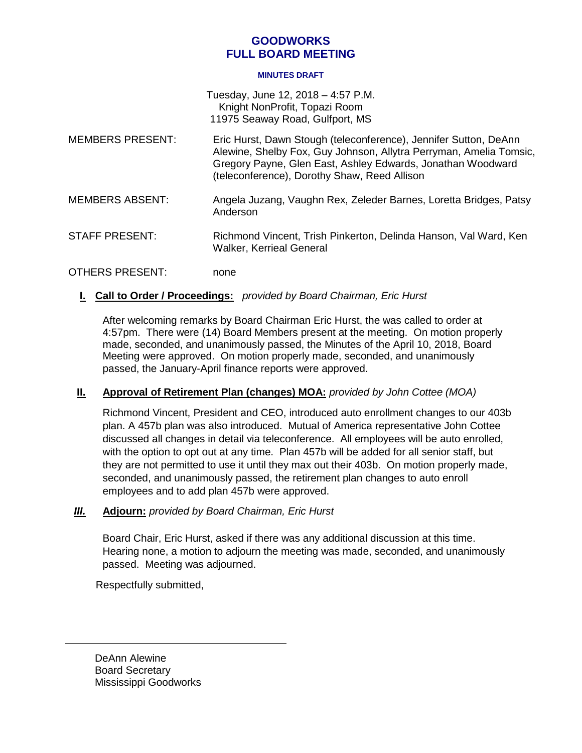# GOODWORKS
# FULL BOARD MEETING

**MINUTES DRAFT**

Tuesday, June 12, 2018 – 4:57 P.M.
Knight NonProfit, Topazi Room
11975 Seaway Road, Gulfport, MS

| | |
|---|---|
| MEMBERS PRESENT: | Eric Hurst, Dawn Stough (teleconference), Jennifer Sutton, DeAnn Alewine, Shelby Fox, Guy Johnson, Allytra Perryman, Amelia Tomsic, Gregory Payne, Glen East, Ashley Edwards, Jonathan Woodward (teleconference), Dorothy Shaw, Reed Allison |
| MEMBERS ABSENT: | Angela Juzang, Vaughn Rex, Zeleder Barnes, Loretta Bridges, Patsy Anderson |
| STAFF PRESENT: | Richmond Vincent, Trish Pinkerton, Delinda Hanson, Val Ward, Ken Walker, Kerrieal General |
| OTHERS PRESENT: | none |

**I. Call to Order / Proceedings:** *provided by Board Chairman, Eric Hurst*

After welcoming remarks by Board Chairman Eric Hurst, the was called to order at 4:57pm. There were (14) Board Members present at the meeting. On motion properly made, seconded, and unanimously passed, the Minutes of the April 10, 2018, Board Meeting were approved. On motion properly made, seconded, and unanimously passed, the January-April finance reports were approved.

**II. Approval of Retirement Plan (changes) MOA:** *provided by John Cottee (MOA)*

Richmond Vincent, President and CEO, introduced auto enrollment changes to our 403b plan. A 457b plan was also introduced. Mutual of America representative John Cottee discussed all changes in detail via teleconference. All employees will be auto enrolled, with the option to opt out at any time. Plan 457b will be added for all senior staff, but they are not permitted to use it until they max out their 403b. On motion properly made, seconded, and unanimously passed, the retirement plan changes to auto enroll employees and to add plan 457b were approved.

***III.* Adjourn:** *provided by Board Chairman, Eric Hurst*

Board Chair, Eric Hurst, asked if there was any additional discussion at this time. Hearing none, a motion to adjourn the meeting was made, seconded, and unanimously passed. Meeting was adjourned.

Respectfully submitted,

DeAnn Alewine
Board Secretary
Mississippi Goodworks